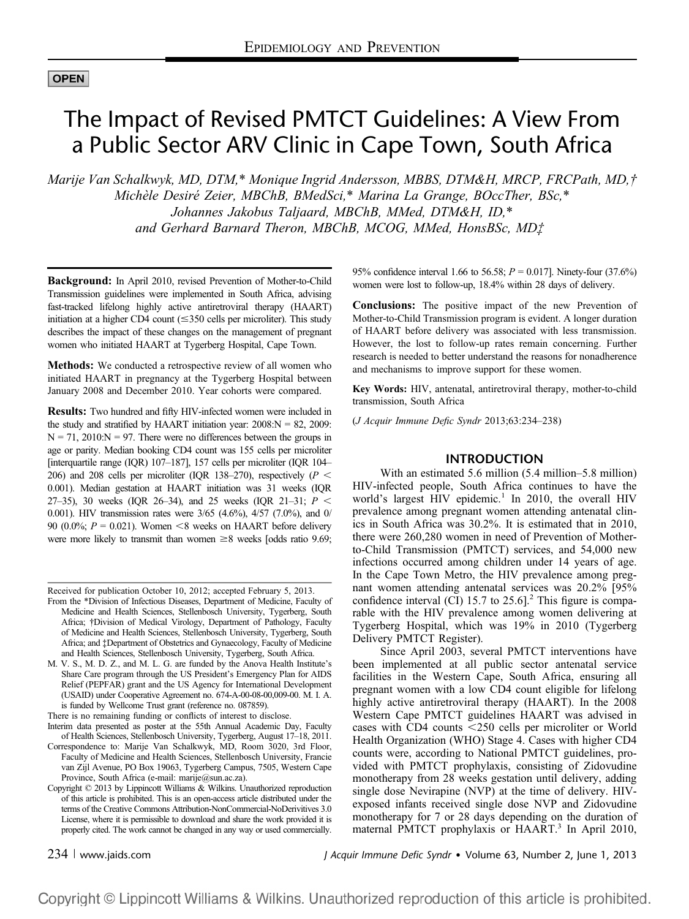OPEN

# The Impact of Revised PMTCT Guidelines: A View From a Public Sector ARV Clinic in Cape Town, South Africa

*Marije Van Schalkwyk, MD, DTM,\* Monique Ingrid Andersson, MBBS, DTM&H, MRCP, FRCPath, MD,† Michèle Desiré Zeier, MBChB, BMedSci,\* Marina La Grange, BOccTher, BSc,\* Johannes Jakobus Taljaard, MBChB, MMed, DTM&H, ID,\* and Gerhard Barnard Theron, MBChB, MCOG, MMed, HonsBSc, MD‡*

**Background:** In April 2010, revised Prevention of Mother-to-Child Transmission guidelines were implemented in South Africa, advising fast-tracked lifelong highly active antiretroviral therapy (HAART) initiation at a higher CD4 count (≤350 cells per microliter). This study describes the impact of these changes on the management of pregnant women who initiated HAART at Tygerberg Hospital, Cape Town.

**Methods:** We conducted a retrospective review of all women who initiated HAART in pregnancy at the Tygerberg Hospital between January 2008 and December 2010. Year cohorts were compared.

**Results:** Two hundred and fifty HIV-infected women were included in the study and stratified by HAART initiation year: 2008:N = 82, 2009: N = 71, 2010:N = 97. There were no differences between the groups in age or parity. Median booking CD4 count was 155 cells per microliter [interquartile range (IQR) 107–187], 157 cells per microliter (IQR 104–206) and 208 cells per microliter (IQR 138–270), respectively ($P < 0.001$). Median gestation at HAART initiation was 31 weeks (IQR 27–35), 30 weeks (IQR 26–34), and 25 weeks (IQR 21–31; $P < 0.001$). HIV transmission rates were 3/65 (4.6%), 4/57 (7.0%), and 0/90 (0.0%; $P = 0.021$). Women <8 weeks on HAART before delivery were more likely to transmit than women ≥8 weeks [odds ratio 9.69; 95% confidence interval 1.66 to 56.58; $P = 0.017$]. Ninety-four (37.6%) women were lost to follow-up, 18.4% within 28 days of delivery.

**Conclusions:** The positive impact of the new Prevention of Mother-to-Child Transmission program is evident. A longer duration of HAART before delivery was associated with less transmission. However, the lost to follow-up rates remain concerning. Further research is needed to better understand the reasons for nonadherence and mechanisms to improve support for these women.

**Key Words:** HIV, antenatal, antiretroviral therapy, mother-to-child transmission, South Africa

(*J Acquir Immune Defic Syndr* 2013;63:234–238)

Received for publication October 10, 2012; accepted February 5, 2013.

From the \*Division of Infectious Diseases, Department of Medicine, Faculty of Medicine and Health Sciences, Stellenbosch University, Tygerberg, South Africa; †Division of Medical Virology, Department of Pathology, Faculty of Medicine and Health Sciences, Stellenbosch University, Tygerberg, South Africa; and ‡Department of Obstetrics and Gynaecology, Faculty of Medicine and Health Sciences, Stellenbosch University, Tygerberg, South Africa.

M. V. S., M. D. Z., and M. L. G. are funded by the Anova Health Institute's Share Care program through the US President's Emergency Plan for AIDS Relief (PEPFAR) grant and the US Agency for International Development (USAID) under Cooperative Agreement no. 674-A-00-08-00,009-00. M. I. A. is funded by Wellcome Trust grant (reference no. 087859).

There is no remaining funding or conflicts of interest to disclose.

Interim data presented as poster at the 55th Annual Academic Day, Faculty of Health Sciences, Stellenbosch University, Tygerberg, August 17–18, 2011.

Correspondence to: Marije Van Schalkwyk, MD, Room 3020, 3rd Floor, Faculty of Medicine and Health Sciences, Stellenbosch University, Francie van Zijl Avenue, PO Box 19063, Tygerberg Campus, 7505, Western Cape Province, South Africa (e-mail: marije@sun.ac.za).

Copyright © 2013 by Lippincott Williams & Wilkins. Unauthorized reproduction of this article is prohibited. This is an open-access article distributed under the terms of the Creative Commons Attribution-NonCommercial-NoDerivitives 3.0 License, where it is permissible to download and share the work provided it is properly cited. The work cannot be changed in any way or used commercially.

## INTRODUCTION

With an estimated 5.6 million (5.4 million–5.8 million) HIV-infected people, South Africa continues to have the world's largest HIV epidemic.[1] In 2010, the overall HIV prevalence among pregnant women attending antenatal clinics in South Africa was 30.2%. It is estimated that in 2010, there were 260,280 women in need of Prevention of Mother-to-Child Transmission (PMTCT) services, and 54,000 new infections occurred among children under 14 years of age. In the Cape Town Metro, the HIV prevalence among pregnant women attending antenatal services was 20.2% [95% confidence interval (CI) 15.7 to 25.6].[2] This figure is comparable with the HIV prevalence among women delivering at Tygerberg Hospital, which was 19% in 2010 (Tygerberg Delivery PMTCT Register).

Since April 2003, several PMTCT interventions have been implemented at all public sector antenatal service facilities in the Western Cape, South Africa, ensuring all pregnant women with a low CD4 count eligible for lifelong highly active antiretroviral therapy (HAART). In the 2008 Western Cape PMTCT guidelines HAART was advised in cases with CD4 counts <250 cells per microliter or World Health Organization (WHO) Stage 4. Cases with higher CD4 counts were, according to National PMTCT guidelines, provided with PMTCT prophylaxis, consisting of Zidovudine monotherapy from 28 weeks gestation until delivery, adding single dose Nevirapine (NVP) at the time of delivery. HIV-exposed infants received single dose NVP and Zidovudine monotherapy for 7 or 28 days depending on the duration of maternal PMTCT prophylaxis or HAART.[3] In April 2010,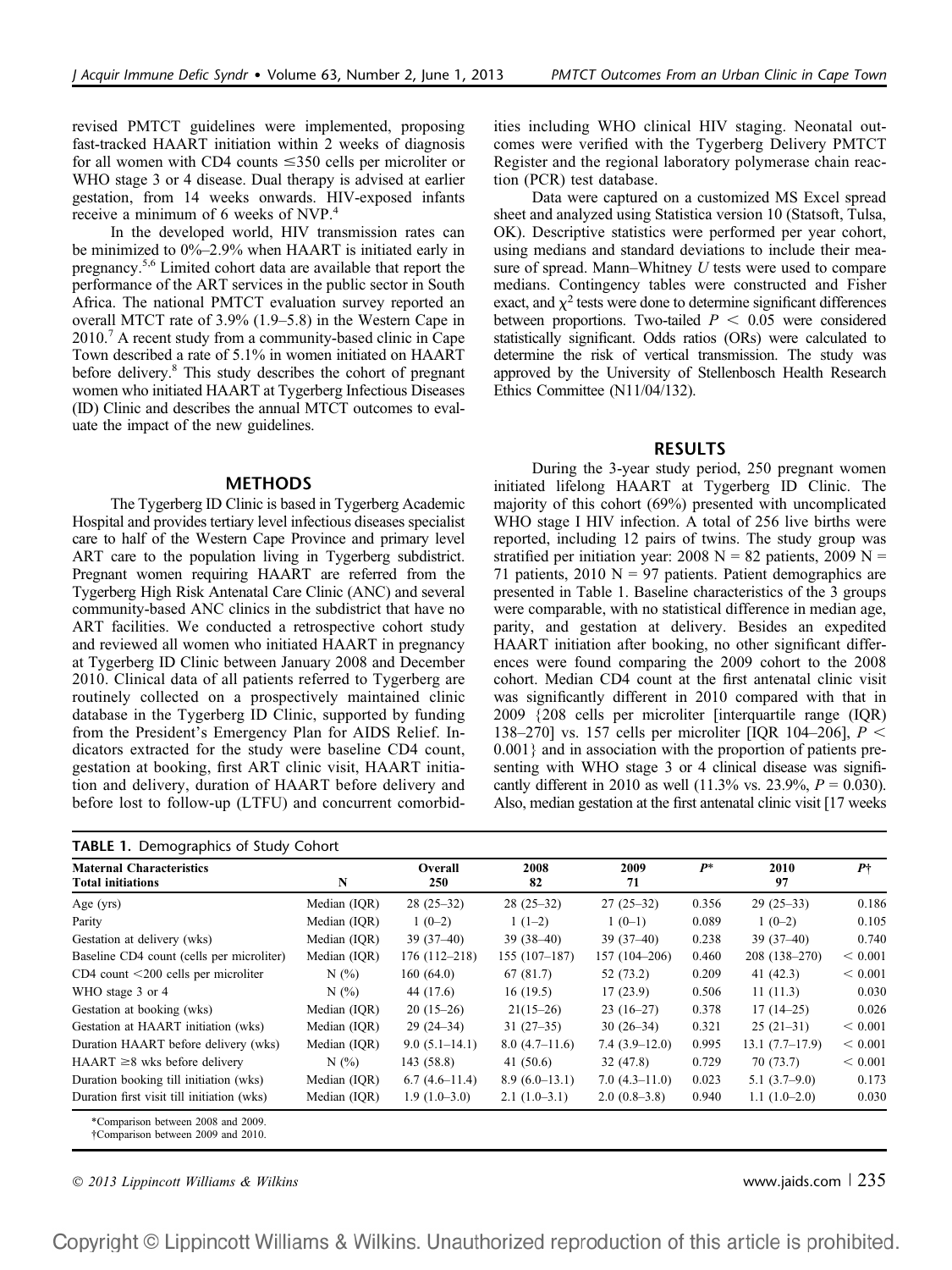revised PMTCT guidelines were implemented, proposing fast-tracked HAART initiation within 2 weeks of diagnosis for all women with CD4 counts ≤350 cells per microliter or WHO stage 3 or 4 disease. Dual therapy is advised at earlier gestation, from 14 weeks onwards. HIV-exposed infants receive a minimum of 6 weeks of NVP.[4]

In the developed world, HIV transmission rates can be minimized to 0%–2.9% when HAART is initiated early in pregnancy.[5,6] Limited cohort data are available that report the performance of the ART services in the public sector in South Africa. The national PMTCT evaluation survey reported an overall MTCT rate of 3.9% (1.9–5.8) in the Western Cape in 2010.[7] A recent study from a community-based clinic in Cape Town described a rate of 5.1% in women initiated on HAART before delivery.[8] This study describes the cohort of pregnant women who initiated HAART at Tygerberg Infectious Diseases (ID) Clinic and describes the annual MTCT outcomes to evaluate the impact of the new guidelines.

## METHODS

The Tygerberg ID Clinic is based in Tygerberg Academic Hospital and provides tertiary level infectious diseases specialist care to half of the Western Cape Province and primary level ART care to the population living in Tygerberg subdistrict. Pregnant women requiring HAART are referred from the Tygerberg High Risk Antenatal Care Clinic (ANC) and several community-based ANC clinics in the subdistrict that have no ART facilities. We conducted a retrospective cohort study and reviewed all women who initiated HAART in pregnancy at Tygerberg ID Clinic between January 2008 and December 2010. Clinical data of all patients referred to Tygerberg are routinely collected on a prospectively maintained clinic database in the Tygerberg ID Clinic, supported by funding from the President's Emergency Plan for AIDS Relief. Indicators extracted for the study were baseline CD4 count, gestation at booking, first ART clinic visit, HAART initiation and delivery, duration of HAART before delivery and before lost to follow-up (LTFU) and concurrent comorbidities including WHO clinical HIV staging. Neonatal outcomes were verified with the Tygerberg Delivery PMTCT Register and the regional laboratory polymerase chain reaction (PCR) test database.

Data were captured on a customized MS Excel spread sheet and analyzed using Statistica version 10 (Statsoft, Tulsa, OK). Descriptive statistics were performed per year cohort, using medians and standard deviations to include their measure of spread. Mann–Whitney *U* tests were used to compare medians. Contingency tables were constructed and Fisher exact, and $\chi^2$ tests were done to determine significant differences between proportions. Two-tailed $P < 0.05$ were considered statistically significant. Odds ratios (ORs) were calculated to determine the risk of vertical transmission. The study was approved by the University of Stellenbosch Health Research Ethics Committee (N11/04/132).

## RESULTS

During the 3-year study period, 250 pregnant women initiated lifelong HAART at Tygerberg ID Clinic. The majority of this cohort (69%) presented with uncomplicated WHO stage I HIV infection. A total of 256 live births were reported, including 12 pairs of twins. The study group was stratified per initiation year: 2008 N = 82 patients, 2009 N = 71 patients, 2010 N = 97 patients. Patient demographics are presented in Table 1. Baseline characteristics of the 3 groups were comparable, with no statistical difference in median age, parity, and gestation at delivery. Besides an expedited HAART initiation after booking, no other significant differences were found comparing the 2009 cohort to the 2008 cohort. Median CD4 count at the first antenatal clinic visit was significantly different in 2010 compared with that in 2009 {208 cells per microliter [interquartile range (IQR) 138–270] vs. 157 cells per microliter [IQR 104–206], $P < 0.001$} and in association with the proportion of patients presenting with WHO stage 3 or 4 clinical disease was significantly different in 2010 as well (11.3% vs. 23.9%, $P = 0.030$). Also, median gestation at the first antenatal clinic visit [17 weeks

**TABLE 1.** Demographics of Study Cohort

| Maternal Characteristics Total initiations | N | Overall 250 | 2008 82 | 2009 71 | $P$* | 2010 97 | $P$† |
|---|---|---|---|---|---|---|---|
| Age (yrs) | Median (IQR) | 28 (25–32) | 28 (25–32) | 27 (25–32) | 0.356 | 29 (25–33) | 0.186 |
| Parity | Median (IQR) | 1 (0–2) | 1 (1–2) | 1 (0–1) | 0.089 | 1 (0–2) | 0.105 |
| Gestation at delivery (wks) | Median (IQR) | 39 (37–40) | 39 (38–40) | 39 (37–40) | 0.238 | 39 (37–40) | 0.740 |
| Baseline CD4 count (cells per microliter) | Median (IQR) | 176 (112–218) | 155 (107–187) | 157 (104–206) | 0.460 | 208 (138–270) | < 0.001 |
| CD4 count <200 cells per microliter | N (%) | 160 (64.0) | 67 (81.7) | 52 (73.2) | 0.209 | 41 (42.3) | < 0.001 |
| WHO stage 3 or 4 | N (%) | 44 (17.6) | 16 (19.5) | 17 (23.9) | 0.506 | 11 (11.3) | 0.030 |
| Gestation at booking (wks) | Median (IQR) | 20 (15–26) | 21(15–26) | 23 (16–27) | 0.378 | 17 (14–25) | 0.026 |
| Gestation at HAART initiation (wks) | Median (IQR) | 29 (24–34) | 31 (27–35) | 30 (26–34) | 0.321 | 25 (21–31) | < 0.001 |
| Duration HAART before delivery (wks) | Median (IQR) | 9.0 (5.1–14.1) | 8.0 (4.7–11.6) | 7.4 (3.9–12.0) | 0.995 | 13.1 (7.7–17.9) | < 0.001 |
| HAART ≥8 wks before delivery | N (%) | 143 (58.8) | 41 (50.6) | 32 (47.8) | 0.729 | 70 (73.7) | < 0.001 |
| Duration booking till initiation (wks) | Median (IQR) | 6.7 (4.6–11.4) | 8.9 (6.0–13.1) | 7.0 (4.3–11.0) | 0.023 | 5.1 (3.7–9.0) | 0.173 |
| Duration first visit till initiation (wks) | Median (IQR) | 1.9 (1.0–3.0) | 2.1 (1.0–3.1) | 2.0 (0.8–3.8) | 0.940 | 1.1 (1.0–2.0) | 0.030 |

*Comparison between 2008 and 2009.
†Comparison between 2009 and 2010.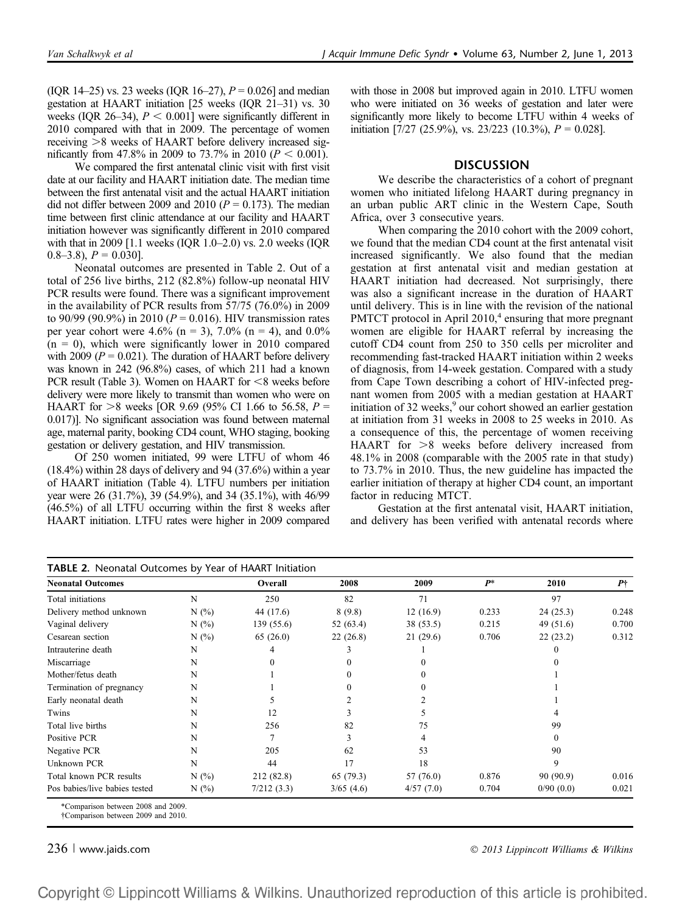(IQR 14–25) vs. 23 weeks (IQR 16–27), $P = 0.026$] and median gestation at HAART initiation [25 weeks (IQR 21–31) vs. 30 weeks (IQR 26–34), $P < 0.001$] were significantly different in 2010 compared with that in 2009. The percentage of women receiving >8 weeks of HAART before delivery increased significantly from 47.8% in 2009 to 73.7% in 2010 ($P < 0.001$).

We compared the first antenatal clinic visit with first visit date at our facility and HAART initiation date. The median time between the first antenatal visit and the actual HAART initiation did not differ between 2009 and 2010 ($P = 0.173$). The median time between first clinic attendance at our facility and HAART initiation however was significantly different in 2010 compared with that in 2009 [1.1 weeks (IQR 1.0–2.0) vs. 2.0 weeks (IQR 0.8–3.8), $P = 0.030$].

Neonatal outcomes are presented in Table 2. Out of a total of 256 live births, 212 (82.8%) follow-up neonatal HIV PCR results were found. There was a significant improvement in the availability of PCR results from 57/75 (76.0%) in 2009 to 90/99 (90.9%) in 2010 ($P = 0.016$). HIV transmission rates per year cohort were 4.6% (n = 3), 7.0% (n = 4), and 0.0% (n = 0), which were significantly lower in 2010 compared with 2009 ($P = 0.021$). The duration of HAART before delivery was known in 242 (96.8%) cases, of which 211 had a known PCR result (Table 3). Women on HAART for <8 weeks before delivery were more likely to transmit than women who were on HAART for >8 weeks [OR 9.69 (95% CI 1.66 to 56.58, $P = 0.017$)]. No significant association was found between maternal age, maternal parity, booking CD4 count, WHO staging, booking gestation or delivery gestation, and HIV transmission.

Of 250 women initiated, 99 were LTFU of whom 46 (18.4%) within 28 days of delivery and 94 (37.6%) within a year of HAART initiation (Table 4). LTFU numbers per initiation year were 26 (31.7%), 39 (54.9%), and 34 (35.1%), with 46/99 (46.5%) of all LTFU occurring within the first 8 weeks after HAART initiation. LTFU rates were higher in 2009 compared with those in 2008 but improved again in 2010. LTFU women who were initiated on 36 weeks of gestation and later were significantly more likely to become LTFU within 4 weeks of initiation [7/27 (25.9%), vs. 23/223 (10.3%), $P = 0.028$].

## DISCUSSION

We describe the characteristics of a cohort of pregnant women who initiated lifelong HAART during pregnancy in an urban public ART clinic in the Western Cape, South Africa, over 3 consecutive years.

When comparing the 2010 cohort with the 2009 cohort, we found that the median CD4 count at the first antenatal visit increased significantly. We also found that the median gestation at first antenatal visit and median gestation at HAART initiation had decreased. Not surprisingly, there was also a significant increase in the duration of HAART until delivery. This is in line with the revision of the national PMTCT protocol in April 2010,[4] ensuring that more pregnant women are eligible for HAART referral by increasing the cutoff CD4 count from 250 to 350 cells per microliter and recommending fast-tracked HAART initiation within 2 weeks of diagnosis, from 14-week gestation. Compared with a study from Cape Town describing a cohort of HIV-infected pregnant women from 2005 with a median gestation at HAART initiation of 32 weeks,[9] our cohort showed an earlier gestation at initiation from 31 weeks in 2008 to 25 weeks in 2010. As a consequence of this, the percentage of women receiving HAART for >8 weeks before delivery increased from 48.1% in 2008 (comparable with the 2005 rate in that study) to 73.7% in 2010. Thus, the new guideline has impacted the earlier initiation of therapy at higher CD4 count, an important factor in reducing MTCT.

Gestation at the first antenatal visit, HAART initiation, and delivery has been verified with antenatal records where

**TABLE 2.** Neonatal Outcomes by Year of HAART Initiation

| Neonatal Outcomes | | Overall | 2008 | 2009 | P* | 2010 | P† |
|---|---|---|---|---|---|---|---|
| Total initiations | N | 250 | 82 | 71 | | 97 | |
| Delivery method unknown | N (%) | 44 (17.6) | 8 (9.8) | 12 (16.9) | 0.233 | 24 (25.3) | 0.248 |
| Vaginal delivery | N (%) | 139 (55.6) | 52 (63.4) | 38 (53.5) | 0.215 | 49 (51.6) | 0.700 |
| Cesarean section | N (%) | 65 (26.0) | 22 (26.8) | 21 (29.6) | 0.706 | 22 (23.2) | 0.312 |
| Intrauterine death | N | 4 | 3 | 1 | | 0 | |
| Miscarriage | N | 0 | 0 | 0 | | 0 | |
| Mother/fetus death | N | 1 | 0 | 0 | | 1 | |
| Termination of pregnancy | N | 1 | 0 | 0 | | 1 | |
| Early neonatal death | N | 5 | 2 | 2 | | 1 | |
| Twins | N | 12 | 3 | 5 | | 4 | |
| Total live births | N | 256 | 82 | 75 | | 99 | |
| Positive PCR | N | 7 | 3 | 4 | | 0 | |
| Negative PCR | N | 205 | 62 | 53 | | 90 | |
| Unknown PCR | N | 44 | 17 | 18 | | 9 | |
| Total known PCR results | N (%) | 212 (82.8) | 65 (79.3) | 57 (76.0) | 0.876 | 90 (90.9) | 0.016 |
| Pos babies/live babies tested | N (%) | 7/212 (3.3) | 3/65 (4.6) | 4/57 (7.0) | 0.704 | 0/90 (0.0) | 0.021 |

*Comparison between 2008 and 2009.
†Comparison between 2009 and 2010.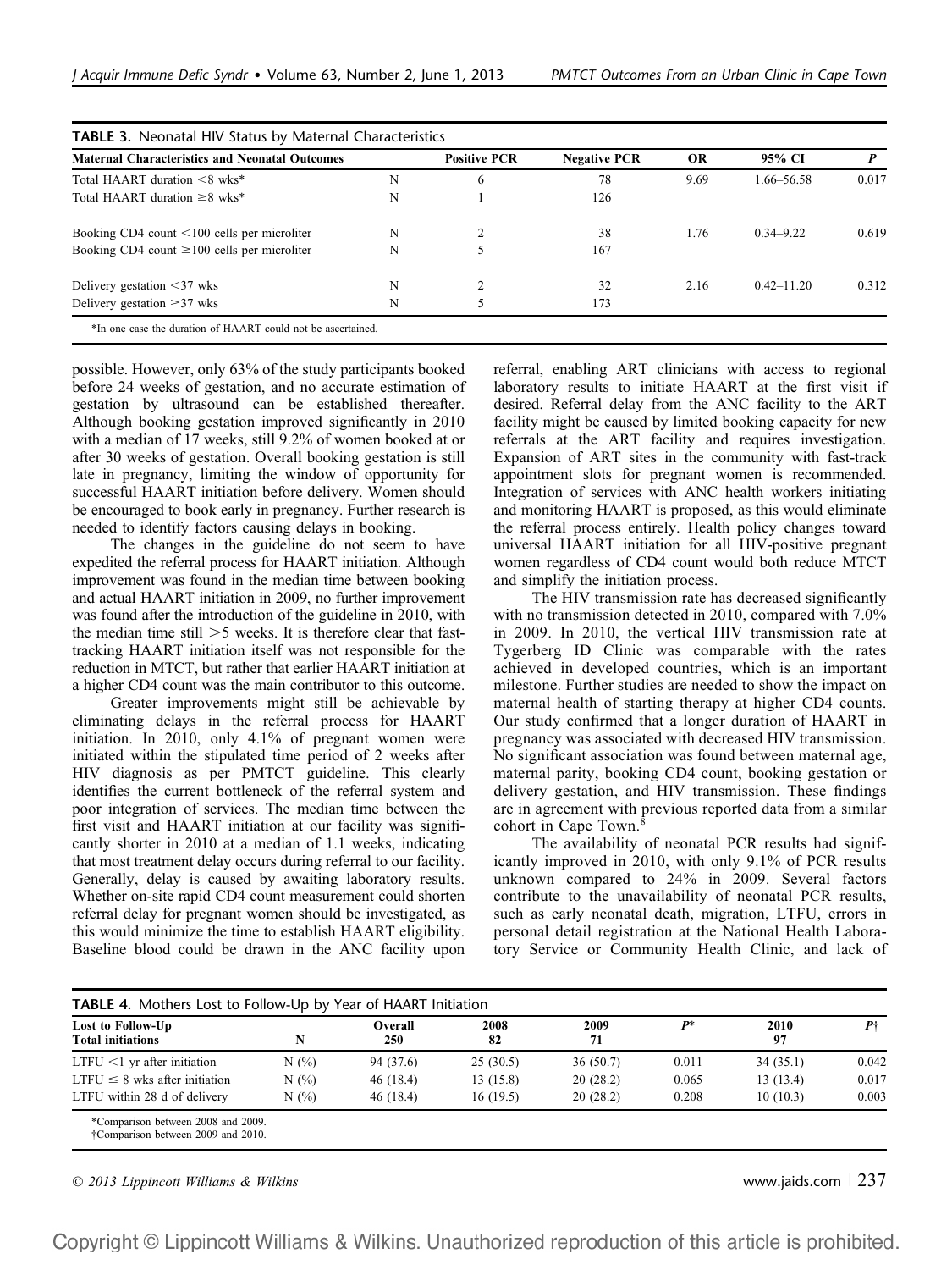**TABLE 3.** Neonatal HIV Status by Maternal Characteristics

| Maternal Characteristics and Neonatal Outcomes | | Positive PCR | Negative PCR | OR | 95% CI | P |
|---|---|---|---|---|---|---|
| Total HAART duration <8 wks* | N | 6 | 78 | 9.69 | 1.66–56.58 | 0.017 |
| Total HAART duration ≥8 wks* | N | 1 | 126 | | | |
| Booking CD4 count <100 cells per microliter | N | 2 | 38 | 1.76 | 0.34–9.22 | 0.619 |
| Booking CD4 count ≥100 cells per microliter | N | 5 | 167 | | | |
| Delivery gestation <37 wks | N | 2 | 32 | 2.16 | 0.42–11.20 | 0.312 |
| Delivery gestation ≥37 wks | N | 5 | 173 | | | |

*In one case the duration of HAART could not be ascertained.

possible. However, only 63% of the study participants booked before 24 weeks of gestation, and no accurate estimation of gestation by ultrasound can be established thereafter. Although booking gestation improved significantly in 2010 with a median of 17 weeks, still 9.2% of women booked at or after 30 weeks of gestation. Overall booking gestation is still late in pregnancy, limiting the window of opportunity for successful HAART initiation before delivery. Women should be encouraged to book early in pregnancy. Further research is needed to identify factors causing delays in booking.

The changes in the guideline do not seem to have expedited the referral process for HAART initiation. Although improvement was found in the median time between booking and actual HAART initiation in 2009, no further improvement was found after the introduction of the guideline in 2010, with the median time still >5 weeks. It is therefore clear that fast-tracking HAART initiation itself was not responsible for the reduction in MTCT, but rather that earlier HAART initiation at a higher CD4 count was the main contributor to this outcome.

Greater improvements might still be achievable by eliminating delays in the referral process for HAART initiation. In 2010, only 4.1% of pregnant women were initiated within the stipulated time period of 2 weeks after HIV diagnosis as per PMTCT guideline. This clearly identifies the current bottleneck of the referral system and poor integration of services. The median time between the first visit and HAART initiation at our facility was significantly shorter in 2010 at a median of 1.1 weeks, indicating that most treatment delay occurs during referral to our facility. Generally, delay is caused by awaiting laboratory results. Whether on-site rapid CD4 count measurement could shorten referral delay for pregnant women should be investigated, as this would minimize the time to establish HAART eligibility. Baseline blood could be drawn in the ANC facility upon referral, enabling ART clinicians with access to regional laboratory results to initiate HAART at the first visit if desired. Referral delay from the ANC facility to the ART facility might be caused by limited booking capacity for new referrals at the ART facility and requires investigation. Expansion of ART sites in the community with fast-track appointment slots for pregnant women is recommended. Integration of services with ANC health workers initiating and monitoring HAART is proposed, as this would eliminate the referral process entirely. Health policy changes toward universal HAART initiation for all HIV-positive pregnant women regardless of CD4 count would both reduce MTCT and simplify the initiation process.

The HIV transmission rate has decreased significantly with no transmission detected in 2010, compared with 7.0% in 2009. In 2010, the vertical HIV transmission rate at Tygerberg ID Clinic was comparable with the rates achieved in developed countries, which is an important milestone. Further studies are needed to show the impact on maternal health of starting therapy at higher CD4 counts. Our study confirmed that a longer duration of HAART in pregnancy was associated with decreased HIV transmission. No significant association was found between maternal age, maternal parity, booking CD4 count, booking gestation or delivery gestation, and HIV transmission. These findings are in agreement with previous reported data from a similar cohort in Cape Town.[8]

The availability of neonatal PCR results had significantly improved in 2010, with only 9.1% of PCR results unknown compared to 24% in 2009. Several factors contribute to the unavailability of neonatal PCR results, such as early neonatal death, migration, LTFU, errors in personal detail registration at the National Health Laboratory Service or Community Health Clinic, and lack of

**TABLE 4.** Mothers Lost to Follow-Up by Year of HAART Initiation

| Lost to Follow-Up Total initiations | N | Overall 250 | 2008 82 | 2009 71 | P* | 2010 97 | P† |
|---|---|---|---|---|---|---|---|
| LTFU <1 yr after initiation | N (%) | 94 (37.6) | 25 (30.5) | 36 (50.7) | 0.011 | 34 (35.1) | 0.042 |
| LTFU ≤ 8 wks after initiation | N (%) | 46 (18.4) | 13 (15.8) | 20 (28.2) | 0.065 | 13 (13.4) | 0.017 |
| LTFU within 28 d of delivery | N (%) | 46 (18.4) | 16 (19.5) | 20 (28.2) | 0.208 | 10 (10.3) | 0.003 |

*Comparison between 2008 and 2009.
†Comparison between 2009 and 2010.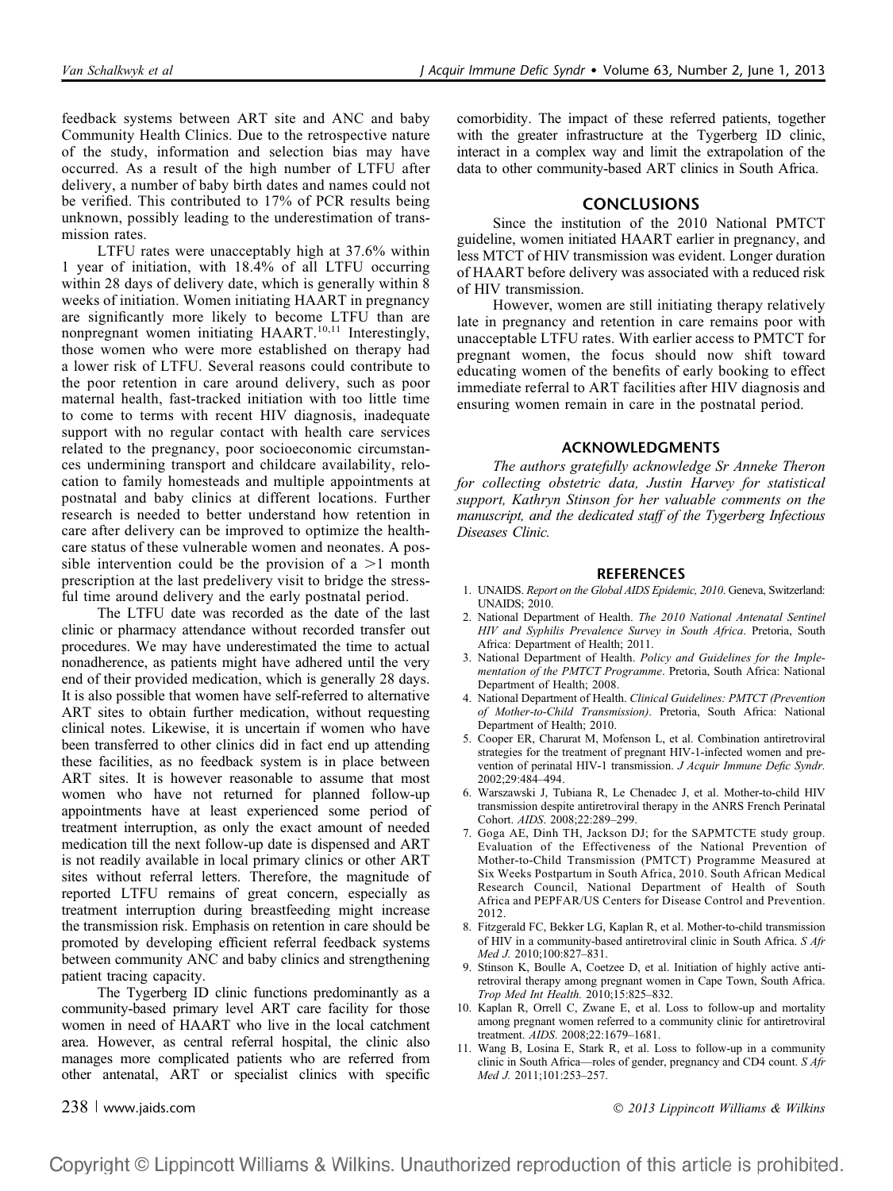feedback systems between ART site and ANC and baby Community Health Clinics. Due to the retrospective nature of the study, information and selection bias may have occurred. As a result of the high number of LTFU after delivery, a number of baby birth dates and names could not be verified. This contributed to 17% of PCR results being unknown, possibly leading to the underestimation of transmission rates.

LTFU rates were unacceptably high at 37.6% within 1 year of initiation, with 18.4% of all LTFU occurring within 28 days of delivery date, which is generally within 8 weeks of initiation. Women initiating HAART in pregnancy are significantly more likely to become LTFU than are nonpregnant women initiating HAART.[10,11] Interestingly, those women who were more established on therapy had a lower risk of LTFU. Several reasons could contribute to the poor retention in care around delivery, such as poor maternal health, fast-tracked initiation with too little time to come to terms with recent HIV diagnosis, inadequate support with no regular contact with health care services related to the pregnancy, poor socioeconomic circumstances undermining transport and childcare availability, relocation to family homesteads and multiple appointments at postnatal and baby clinics at different locations. Further research is needed to better understand how retention in care after delivery can be improved to optimize the healthcare status of these vulnerable women and neonates. A possible intervention could be the provision of a >1 month prescription at the last predelivery visit to bridge the stressful time around delivery and the early postnatal period.

The LTFU date was recorded as the date of the last clinic or pharmacy attendance without recorded transfer out procedures. We may have underestimated the time to actual nonadherence, as patients might have adhered until the very end of their provided medication, which is generally 28 days. It is also possible that women have self-referred to alternative ART sites to obtain further medication, without requesting clinical notes. Likewise, it is uncertain if women who have been transferred to other clinics did in fact end up attending these facilities, as no feedback system is in place between ART sites. It is however reasonable to assume that most women who have not returned for planned follow-up appointments have at least experienced some period of treatment interruption, as only the exact amount of needed medication till the next follow-up date is dispensed and ART is not readily available in local primary clinics or other ART sites without referral letters. Therefore, the magnitude of reported LTFU remains of great concern, especially as treatment interruption during breastfeeding might increase the transmission risk. Emphasis on retention in care should be promoted by developing efficient referral feedback systems between community ANC and baby clinics and strengthening patient tracing capacity.

The Tygerberg ID clinic functions predominantly as a community-based primary level ART care facility for those women in need of HAART who live in the local catchment area. However, as central referral hospital, the clinic also manages more complicated patients who are referred from other antenatal, ART or specialist clinics with specific comorbidity. The impact of these referred patients, together with the greater infrastructure at the Tygerberg ID clinic, interact in a complex way and limit the extrapolation of the data to other community-based ART clinics in South Africa.

## CONCLUSIONS

Since the institution of the 2010 National PMTCT guideline, women initiated HAART earlier in pregnancy, and less MTCT of HIV transmission was evident. Longer duration of HAART before delivery was associated with a reduced risk of HIV transmission.

However, women are still initiating therapy relatively late in pregnancy and retention in care remains poor with unacceptable LTFU rates. With earlier access to PMTCT for pregnant women, the focus should now shift toward educating women of the benefits of early booking to effect immediate referral to ART facilities after HIV diagnosis and ensuring women remain in care in the postnatal period.

## ACKNOWLEDGMENTS

*The authors gratefully acknowledge Sr Anneke Theron for collecting obstetric data, Justin Harvey for statistical support, Kathryn Stinson for her valuable comments on the manuscript, and the dedicated staff of the Tygerberg Infectious Diseases Clinic.*

## REFERENCES

1. UNAIDS. *Report on the Global AIDS Epidemic, 2010*. Geneva, Switzerland: UNAIDS; 2010.
2. National Department of Health. *The 2010 National Antenatal Sentinel HIV and Syphilis Prevalence Survey in South Africa*. Pretoria, South Africa: Department of Health; 2011.
3. National Department of Health. *Policy and Guidelines for the Implementation of the PMTCT Programme*. Pretoria, South Africa: National Department of Health; 2008.
4. National Department of Health. *Clinical Guidelines: PMTCT (Prevention of Mother-to-Child Transmission)*. Pretoria, South Africa: National Department of Health; 2010.
5. Cooper ER, Charurat M, Mofenson L, et al. Combination antiretroviral strategies for the treatment of pregnant HIV-1-infected women and prevention of perinatal HIV-1 transmission. *J Acquir Immune Defic Syndr.* 2002;29:484–494.
6. Warszawski J, Tubiana R, Le Chenadec J, et al. Mother-to-child HIV transmission despite antiretroviral therapy in the ANRS French Perinatal Cohort. *AIDS.* 2008;22:289–299.
7. Goga AE, Dinh TH, Jackson DJ; for the SAPMTCTE study group. Evaluation of the Effectiveness of the National Prevention of Mother-to-Child Transmission (PMTCT) Programme Measured at Six Weeks Postpartum in South Africa, 2010. South African Medical Research Council, National Department of Health of South Africa and PEPFAR/US Centers for Disease Control and Prevention. 2012.
8. Fitzgerald FC, Bekker LG, Kaplan R, et al. Mother-to-child transmission of HIV in a community-based antiretroviral clinic in South Africa. *S Afr Med J.* 2010;100:827–831.
9. Stinson K, Boulle A, Coetzee D, et al. Initiation of highly active antiretroviral therapy among pregnant women in Cape Town, South Africa. *Trop Med Int Health.* 2010;15:825–832.
10. Kaplan R, Orrell C, Zwane E, et al. Loss to follow-up and mortality among pregnant women referred to a community clinic for antiretroviral treatment. *AIDS.* 2008;22:1679–1681.
11. Wang B, Losina E, Stark R, et al. Loss to follow-up in a community clinic in South Africa—roles of gender, pregnancy and CD4 count. *S Afr Med J.* 2011;101:253–257.